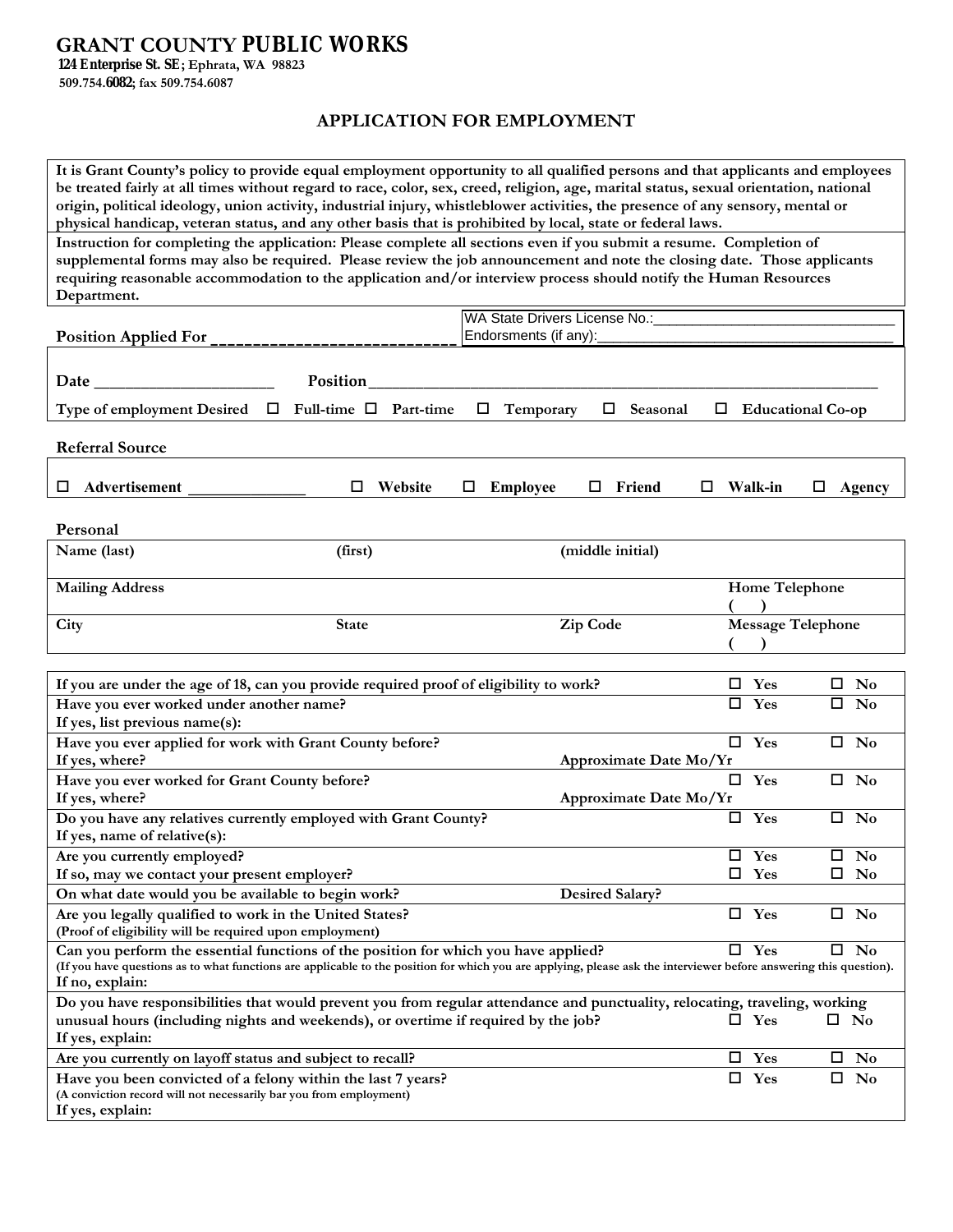# GRANT COUNTY PUBLIC WORKS

**124 Enterprise St. SE; Ephrata, WA 98823**
**509.754.6082; fax 509.754.6087**

## APPLICATION FOR EMPLOYMENT

**It is Grant County's policy to provide equal employment opportunity to all qualified persons and that applicants and employees be treated fairly at all times without regard to race, color, sex, creed, religion, age, marital status, sexual orientation, national origin, political ideology, union activity, industrial injury, whistleblower activities, the presence of any sensory, mental or physical handicap, veteran status, and any other basis that is prohibited by local, state or federal laws.**

**Instruction for completing the application: Please complete all sections even if you submit a resume. Completion of supplemental forms may also be required. Please review the job announcement and note the closing date. Those applicants requiring reasonable accommodation to the application and/or interview process should notify the Human Resources Department.**

**Position Applied For** ____________________________

WA State Drivers License No.:______________________________
Endorsments (if any):___________________________________

**Date** ____________________ **Position** ______________________________________________________________

**Type of employment Desired** ☐ **Full-time** ☐ **Part-time** ☐ **Temporary** ☐ **Seasonal** ☐ **Educational Co-op**

### Referral Source

☐ **Advertisement** ______________ ☐ **Website** ☐ **Employee** ☐ **Friend** ☐ **Walk-in** ☐ **Agency**

### Personal

| Name (last) | (first) | (middle initial) | |
|---|---|---|---|
| **Mailing Address** | | | **Home Telephone** ( ) |
| **City** | **State** | **Zip Code** | **Message Telephone** ( ) |

| | | |
|---|---|---|
| **If you are under the age of 18, can you provide required proof of eligibility to work?** | ☐ **Yes** | ☐ **No** |
| **Have you ever worked under another name?**<br>**If yes, list previous name(s):** | ☐ **Yes** | ☐ **No** |
| **Have you ever applied for work with Grant County before?**<br>**If yes, where?** **Approximate Date Mo/Yr** | ☐ **Yes** | ☐ **No** |
| **Have you ever worked for Grant County before?**<br>**If yes, where?** **Approximate Date Mo/Yr** | ☐ **Yes** | ☐ **No** |
| **Do you have any relatives currently employed with Grant County?**<br>**If yes, name of relative(s):** | ☐ **Yes** | ☐ **No** |
| **Are you currently employed?**<br>**If so, may we contact your present employer?** | ☐ **Yes**<br>☐ **Yes** | ☐ **No**<br>☐ **No** |
| **On what date would you be available to begin work?** **Desired Salary?** | | |
| **Are you legally qualified to work in the United States?**<br>**(Proof of eligibility will be required upon employment)** | ☐ **Yes** | ☐ **No** |
| **Can you perform the essential functions of the position for which you have applied?**<br>**(If you have questions as to what functions are applicable to the position for which you are applying, please ask the interviewer before answering this question).**<br>**If no, explain:** | ☐ **Yes** | ☐ **No** |
| **Do you have responsibilities that would prevent you from regular attendance and punctuality, relocating, traveling, working unusual hours (including nights and weekends), or overtime if required by the job?**<br>**If yes, explain:** | ☐ **Yes** | ☐ **No** |
| **Are you currently on layoff status and subject to recall?** | ☐ **Yes** | ☐ **No** |
| **Have you been convicted of a felony within the last 7 years?**<br>**(A conviction record will not necessarily bar you from employment)**<br>**If yes, explain:** | ☐ **Yes** | ☐ **No** |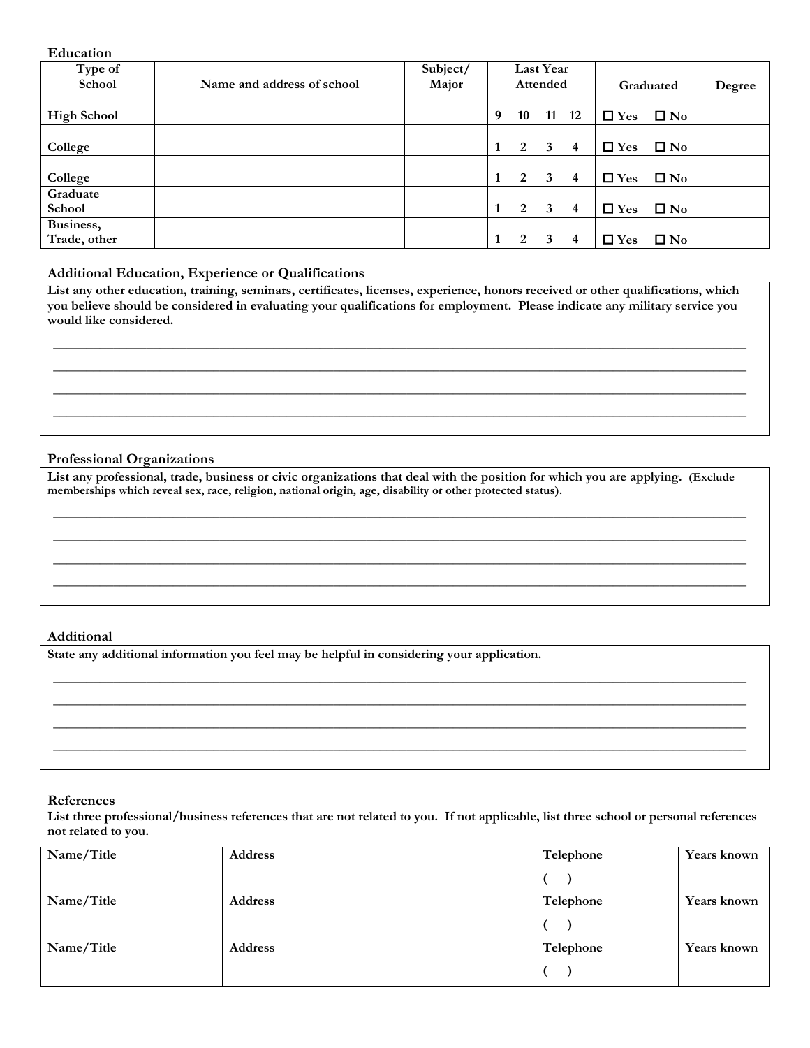## Education

| Type of School | Name and address of school | Subject/ Major | Last Year Attended | Graduated | Degree |
|---|---|---|---|---|---|
| High School | | | 9 10 11 12 | ☐ Yes ☐ No | |
| College | | | 1 2 3 4 | ☐ Yes ☐ No | |
| College | | | 1 2 3 4 | ☐ Yes ☐ No | |
| Graduate School | | | 1 2 3 4 | ☐ Yes ☐ No | |
| Business, Trade, other | | | 1 2 3 4 | ☐ Yes ☐ No | |

## Additional Education, Experience or Qualifications

**List any other education, training, seminars, certificates, licenses, experience, honors received or other qualifications, which you believe should be considered in evaluating your qualifications for employment. Please indicate any military service you would like considered.**

______________________________________________________________________________

______________________________________________________________________________

______________________________________________________________________________

______________________________________________________________________________

## Professional Organizations

**List any professional, trade, business or civic organizations that deal with the position for which you are applying. (Exclude memberships which reveal sex, race, religion, national origin, age, disability or other protected status).**

______________________________________________________________________________

______________________________________________________________________________

______________________________________________________________________________

______________________________________________________________________________

## Additional

**State any additional information you feel may be helpful in considering your application.**

______________________________________________________________________________

______________________________________________________________________________

______________________________________________________________________________

______________________________________________________________________________

## References

**List three professional/business references that are not related to you. If not applicable, list three school or personal references not related to you.**

| Name/Title | Address | Telephone | Years known |
|---|---|---|---|
| Name/Title | Address | Telephone ( ) | Years known |
| Name/Title | Address | Telephone ( ) | Years known |
| Name/Title | Address | Telephone ( ) | Years known |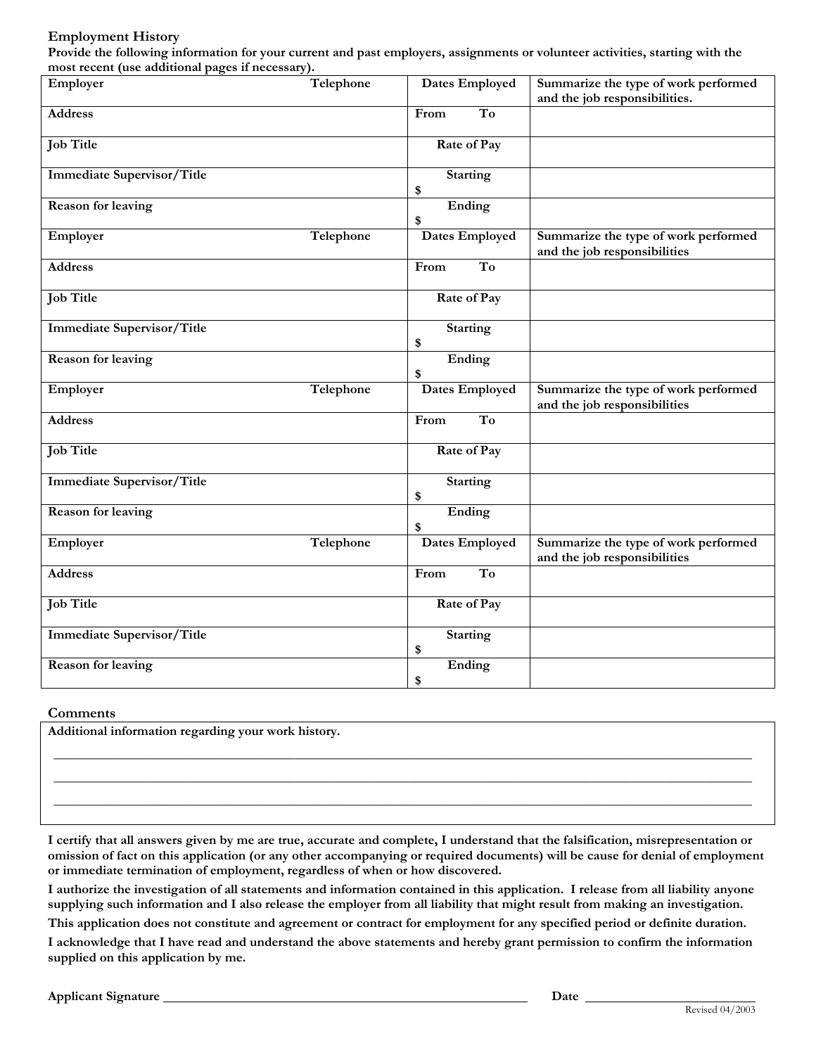## Employment History

**Provide the following information for your current and past employers, assignments or volunteer activities, starting with the most recent (use additional pages if necessary).**

| Employer | Telephone | Dates Employed | Summarize the type of work performed and the job responsibilities. |
|---|---|---|---|
| Address | | From To | |
| Job Title | | Rate of Pay | |
| Immediate Supervisor/Title | | Starting $ | |
| Reason for leaving | | Ending $ | |
| Employer | Telephone | Dates Employed | Summarize the type of work performed and the job responsibilities |
| Address | | From To | |
| Job Title | | Rate of Pay | |
| Immediate Supervisor/Title | | Starting $ | |
| Reason for leaving | | Ending $ | |
| Employer | Telephone | Dates Employed | Summarize the type of work performed and the job responsibilities |
| Address | | From To | |
| Job Title | | Rate of Pay | |
| Immediate Supervisor/Title | | Starting $ | |
| Reason for leaving | | Ending $ | |
| Employer | Telephone | Dates Employed | Summarize the type of work performed and the job responsibilities |
| Address | | From To | |
| Job Title | | Rate of Pay | |
| Immediate Supervisor/Title | | Starting $ | |
| Reason for leaving | | Ending $ | |

## Comments

**Additional information regarding your work history.**

\_\_\_\_\_\_\_\_\_\_\_\_\_\_\_\_\_\_\_\_\_\_\_\_\_\_\_\_\_\_\_\_\_\_\_\_\_\_\_\_\_\_\_\_\_\_\_\_\_\_\_\_\_\_\_\_\_\_\_\_\_\_\_\_

\_\_\_\_\_\_\_\_\_\_\_\_\_\_\_\_\_\_\_\_\_\_\_\_\_\_\_\_\_\_\_\_\_\_\_\_\_\_\_\_\_\_\_\_\_\_\_\_\_\_\_\_\_\_\_\_\_\_\_\_\_\_\_\_

\_\_\_\_\_\_\_\_\_\_\_\_\_\_\_\_\_\_\_\_\_\_\_\_\_\_\_\_\_\_\_\_\_\_\_\_\_\_\_\_\_\_\_\_\_\_\_\_\_\_\_\_\_\_\_\_\_\_\_\_\_\_\_\_

**I certify that all answers given by me are true, accurate and complete, I understand that the falsification, misrepresentation or omission of fact on this application (or any other accompanying or required documents) will be cause for denial of employment or immediate termination of employment, regardless of when or how discovered.**

**I authorize the investigation of all statements and information contained in this application. I release from all liability anyone supplying such information and I also release the employer from all liability that might result from making an investigation.**

**This application does not constitute and agreement or contract for employment for any specified period or definite duration.**

**I acknowledge that I have read and understand the above statements and hereby grant permission to confirm the information supplied on this application by me.**

**Applicant Signature** \_\_\_\_\_\_\_\_\_\_\_\_\_\_\_\_\_\_\_\_\_\_\_\_\_\_\_\_\_\_\_\_\_\_\_\_\_\_\_\_ **Date** \_\_\_\_\_\_\_\_\_\_\_\_\_\_\_\_\_\_\_\_

Revised 04/2003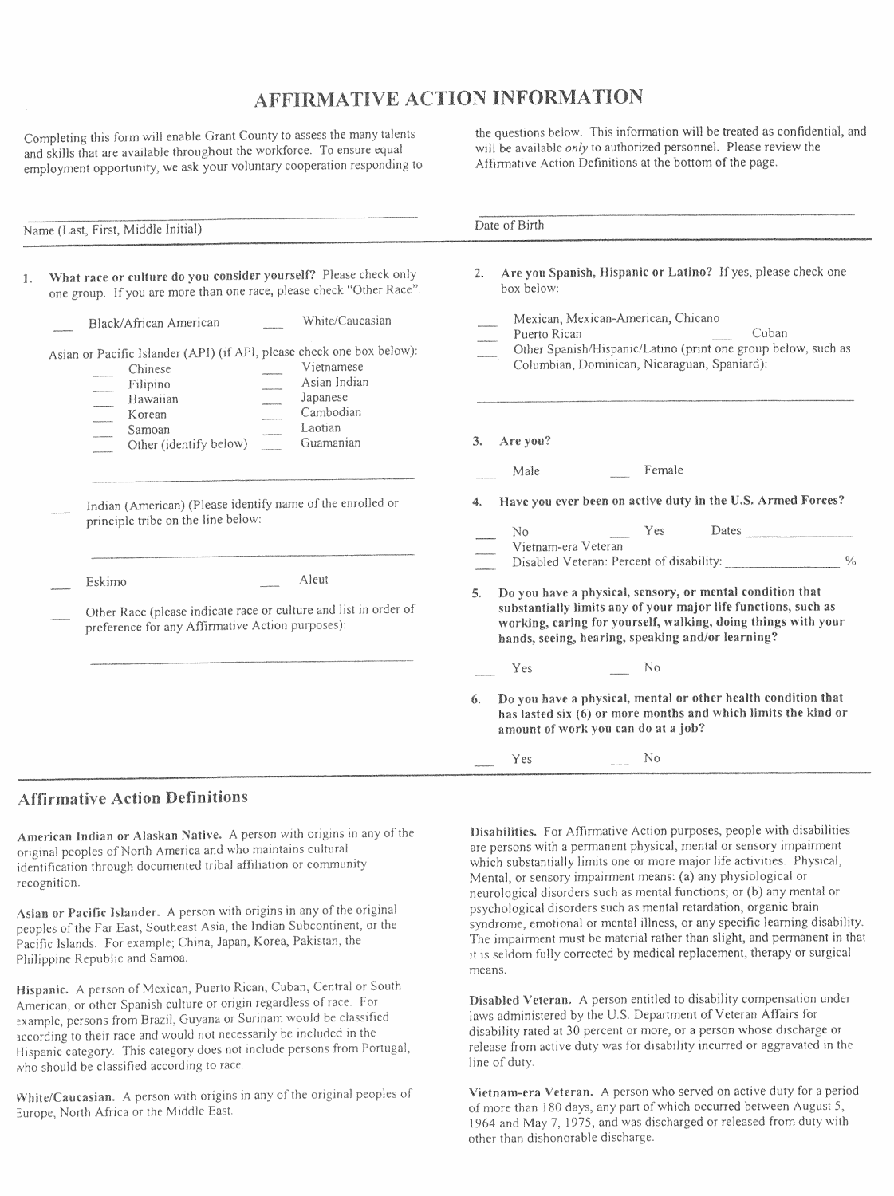# AFFIRMATIVE ACTION INFORMATION

Completing this form will enable Grant County to assess the many talents and skills that are available throughout the workforce. To ensure equal employment opportunity, we ask your voluntary cooperation responding to the questions below. This information will be treated as confidential, and will be available *only* to authorized personnel. Please review the Affirmative Action Definitions at the bottom of the page.

\_\_\_\_\_\_\_\_\_\_\_\_\_\_\_\_\_\_\_\_\_\_\_\_\_\_\_\_\_\_\_\_\_\_\_\_\_\_\_\_
Name (Last, First, Middle Initial)

\_\_\_\_\_\_\_\_\_\_\_\_\_\_\_\_\_\_\_\_\_\_\_\_\_\_\_\_\_\_\_\_\_\_\_\_\_\_\_\_
Date of Birth

1. **What race or culture do you consider yourself?** Please check only one group. If you are more than one race, please check "Other Race".

\_\_\_ Black/African American　　\_\_\_ White/Caucasian

Asian or Pacific Islander (API) (if API, please check one box below):

\_\_\_ Chinese　　\_\_\_ Vietnamese
\_\_\_ Filipino　　\_\_\_ Asian Indian
\_\_\_ Hawaiian　　\_\_\_ Japanese
\_\_\_ Korean　　\_\_\_ Cambodian
\_\_\_ Samoan　　\_\_\_ Laotian
\_\_\_ Other (identify below)　　\_\_\_ Guamanian

\_\_\_\_\_\_\_\_\_\_\_\_\_\_\_\_\_\_\_\_\_\_\_\_\_\_\_\_\_\_\_\_\_\_\_\_\_\_\_\_

\_\_\_ Indian (American) (Please identify name of the enrolled or principle tribe on the line below:

\_\_\_\_\_\_\_\_\_\_\_\_\_\_\_\_\_\_\_\_\_\_\_\_\_\_\_\_\_\_\_\_\_\_\_\_\_\_\_\_

\_\_\_ Eskimo　　\_\_\_ Aleut

\_\_\_ Other Race (please indicate race or culture and list in order of preference for any Affirmative Action purposes):

\_\_\_\_\_\_\_\_\_\_\_\_\_\_\_\_\_\_\_\_\_\_\_\_\_\_\_\_\_\_\_\_\_\_\_\_\_\_\_\_

2. **Are you Spanish, Hispanic or Latino?** If yes, please check one box below:

\_\_\_ Mexican, Mexican-American, Chicano
\_\_\_ Puerto Rican　　\_\_\_ Cuban
\_\_\_ Other Spanish/Hispanic/Latino (print one group below, such as Columbian, Dominican, Nicaraguan, Spaniard):

\_\_\_\_\_\_\_\_\_\_\_\_\_\_\_\_\_\_\_\_\_\_\_\_\_\_\_\_\_\_\_\_\_\_\_\_\_\_\_\_

3. **Are you?**

\_\_\_ Male　　\_\_\_ Female

4. **Have you ever been on active duty in the U.S. Armed Forces?**

\_\_\_ No　　\_\_\_ Yes　　Dates \_\_\_\_\_\_\_\_\_\_\_\_\_\_\_\_
\_\_\_ Vietnam-era Veteran
\_\_\_ Disabled Veteran: Percent of disability: \_\_\_\_\_\_\_\_\_\_\_\_\_\_\_\_ %

5. **Do you have a physical, sensory, or mental condition that substantially limits any of your major life functions, such as working, caring for yourself, walking, doing things with your hands, seeing, hearing, speaking and/or learning?**

\_\_\_ Yes　　\_\_\_ No

6. **Do you have a physical, mental or other health condition that has lasted six (6) or more months and which limits the kind or amount of work you can do at a job?**

\_\_\_ Yes　　\_\_\_ No

## Affirmative Action Definitions

**American Indian or Alaskan Native.** A person with origins in any of the original peoples of North America and who maintains cultural identification through documented tribal affiliation or community recognition.

**Asian or Pacific Islander.** A person with origins in any of the original peoples of the Far East, Southeast Asia, the Indian Subcontinent, or the Pacific Islands. For example; China, Japan, Korea, Pakistan, the Philippine Republic and Samoa.

**Hispanic.** A person of Mexican, Puerto Rican, Cuban, Central or South American, or other Spanish culture or origin regardless of race. For example, persons from Brazil, Guyana or Surinam would be classified according to their race and would not necessarily be included in the Hispanic category. This category does not include persons from Portugal, who should be classified according to race.

**White/Caucasian.** A person with origins in any of the original peoples of Europe, North Africa or the Middle East.

**Disabilities.** For Affirmative Action purposes, people with disabilities are persons with a permanent physical, mental or sensory impairment which substantially limits one or more major life activities. Physical, Mental, or sensory impairment means: (a) any physiological or neurological disorders such as mental functions; or (b) any mental or psychological disorders such as mental retardation, organic brain syndrome, emotional or mental illness, or any specific learning disability. The impairment must be material rather than slight, and permanent in that it is seldom fully corrected by medical replacement, therapy or surgical means.

**Disabled Veteran.** A person entitled to disability compensation under laws administered by the U.S. Department of Veteran Affairs for disability rated at 30 percent or more, or a person whose discharge or release from active duty was for disability incurred or aggravated in the line of duty.

**Vietnam-era Veteran.** A person who served on active duty for a period of more than 180 days, any part of which occurred between August 5, 1964 and May 7, 1975, and was discharged or released from duty with other than dishonorable discharge.